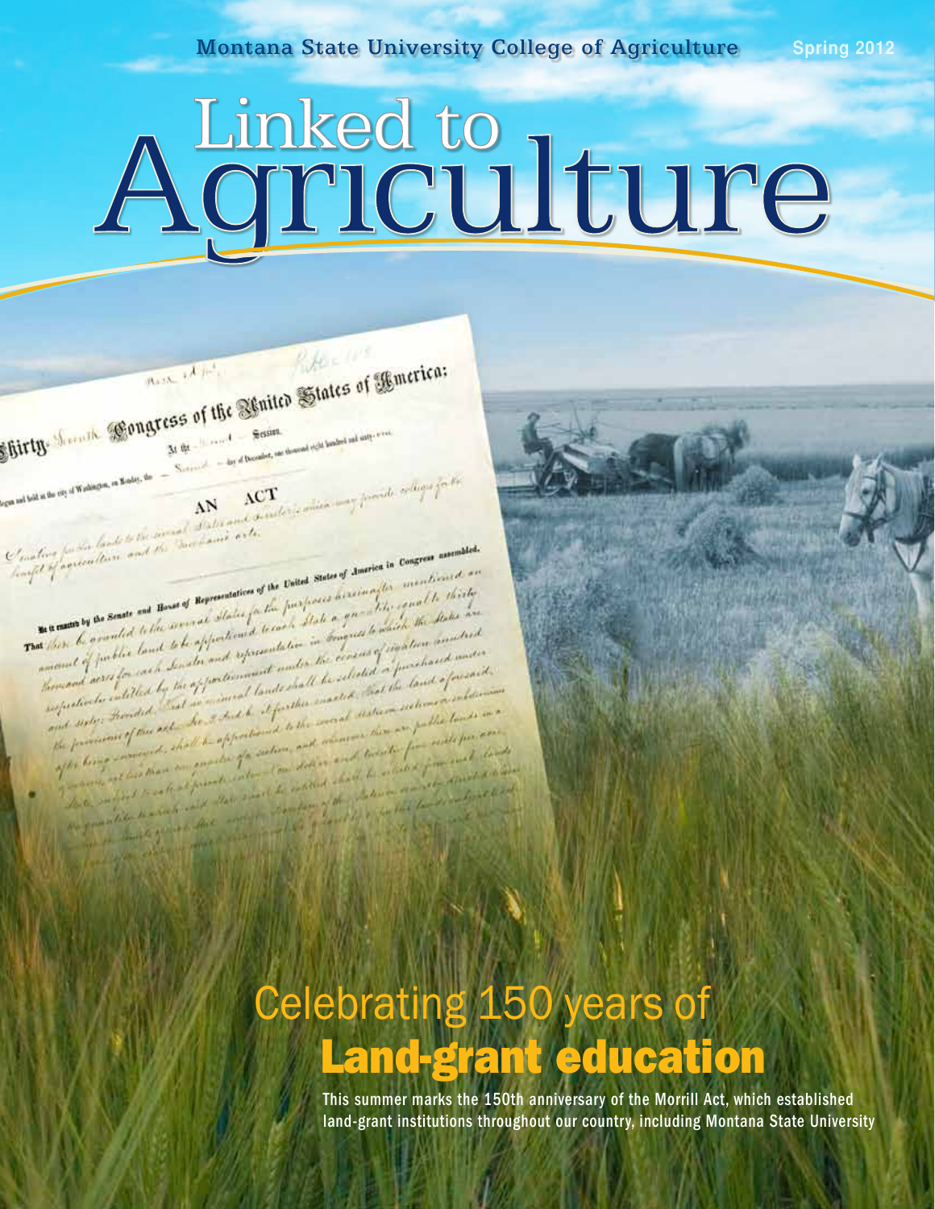Montana State University College of Agriculture

Spring 2012

# Linked to Agriculture

## Celebrating 150 years of **Land-grant education**

This summer marks the 150th anniversary of the Morrill Act, which established land-grant institutions throughout our country, including Montana State University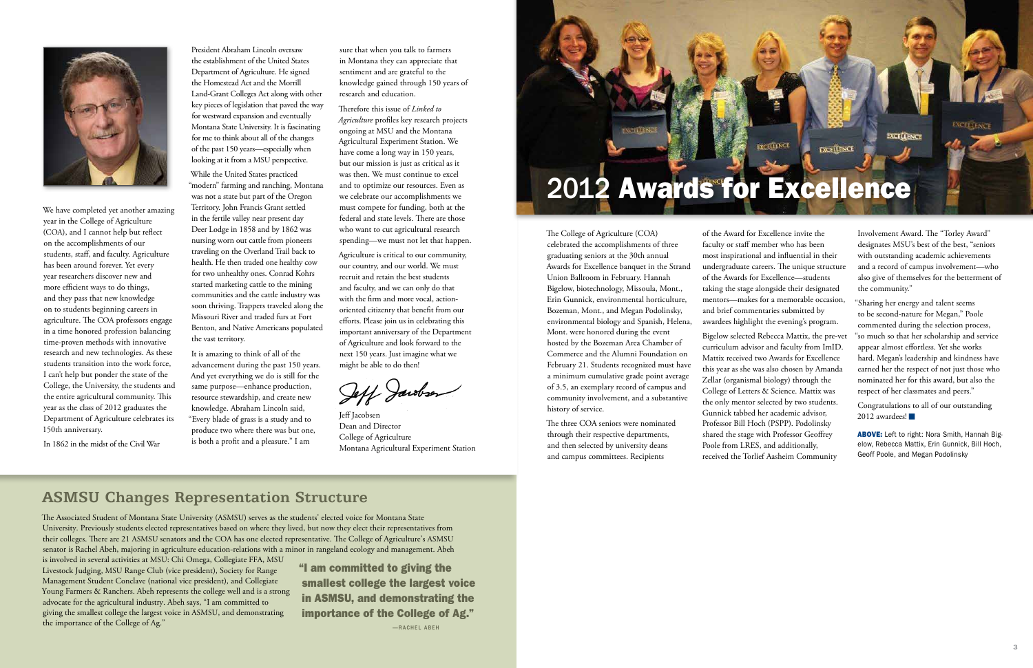We have completed yet another amazing year in the College of Agriculture (COA), and I cannot help but reflect on the accomplishments of our students, staff, and faculty. Agriculture has been around forever. Yet every year researchers discover new and more efficient ways to do things, and they pass that new knowledge on to students beginning careers in agriculture. The COA professors engage in a time honored profession balancing time-proven methods with innovative research and new technologies. As these students transition into the work force, I can't help but ponder the state of the College, the University, the students and the entire agricultural community. This year as the class of 2012 graduates the Department of Agriculture celebrates its 150th anniversary.

In 1862 in the midst of the Civil War President Abraham Lincoln oversaw the establishment of the United States Department of Agriculture. He signed the Homestead Act and the Morrill Land-Grant Colleges Act along with other key pieces of legislation that paved the way for westward expansion and eventually Montana State University. It is fascinating for me to think about all of the changes of the past 150 years—especially when looking at it from a MSU perspective.

While the United States practiced "modern" farming and ranching, Montana was not a state but part of the Oregon Territory. John Francis Grant settled in the fertile valley near present day Deer Lodge in 1858 and by 1862 was nursing worn out cattle from pioneers traveling on the Overland Trail back to health. He then traded one healthy cow for two unhealthy ones. Conrad Kohrs started marketing cattle to the mining communities and the cattle industry was soon thriving. Trappers traveled along the Missouri River and traded furs at Fort Benton, and Native Americans populated the vast territory.

It is amazing to think of all of the advancement during the past 150 years. And yet everything we do is still for the same purpose—enhance production, resource stewardship, and create new knowledge. Abraham Lincoln said, "Every blade of grass is a study and to produce two where there was but one, is both a profit and a pleasure." I am sure that when you talk to farmers in Montana they can appreciate that sentiment and are grateful to the knowledge gained through 150 years of research and education.

Therefore this issue of *Linked to Agriculture* profiles key research projects ongoing at MSU and the Montana Agricultural Experiment Station. We have come a long way in 150 years, but our mission is just as critical as it was then. We must continue to excel and to optimize our resources. Even as we celebrate our accomplishments we must compete for funding, both at the federal and state levels. There are those who want to cut agricultural research spending—we must not let that happen.

Agriculture is critical to our community, our country, and our world. We must recruit and retain the best students and faculty, and we can only do that with the firm and more vocal, action-oriented citizenry that benefit from our efforts. Please join us in celebrating this important anniversary of the Department of Agriculture and look forward to the next 150 years. Just imagine what we might be able to do then!

Jeff Jacobsen
Dean and Director
College of Agriculture
Montana Agricultural Experiment Station

# 2012 Awards for Excellence

The College of Agriculture (COA) celebrated the accomplishments of three graduating seniors at the 30th annual Awards for Excellence banquet in the Strand Union Ballroom in February. Hannah Bigelow, biotechnology, Missoula, Mont., Erin Gunnick, environmental horticulture, Bozeman, Mont., and Megan Podolinsky, environmental biology and Spanish, Helena, Mont. were honored during the event hosted by the Bozeman Area Chamber of Commerce and the Alumni Foundation on February 21. Students recognized must have a minimum cumulative grade point average of 3.5, an exemplary record of campus and community involvement, and a substantive history of service.

The three COA seniors were nominated through their respective departments, and then selected by university deans and campus committees. Recipients of the Award for Excellence invite the faculty or staff member who has been most inspirational and influential in their undergraduate careers. The unique structure of the Awards for Excellence—students taking the stage alongside their designated mentors—makes for a memorable occasion, and brief commentaries submitted by awardees highlight the evening's program.

Bigelow selected Rebecca Mattix, the pre-vet curriculum advisor and faculty from ImID. Mattix received two Awards for Excellence this year as she was also chosen by Amanda Zellar (organismal biology) through the College of Letters & Science. Mattix was the only mentor selected by two students. Gunnick tabbed her academic advisor, Professor Bill Hoch (PSPP). Podolinsky shared the stage with Professor Geoffrey Poole from LRES, and additionally, received the Torlief Aasheim Community Involvement Award. The "Torley Award" designates MSU's best of the best, "seniors with outstanding academic achievements and a record of campus involvement—who also give of themselves for the betterment of the community."

"Sharing her energy and talent seems to be second-nature for Megan," Poole commented during the selection process, "so much so that her scholarship and service appear almost effortless. Yet she works hard. Megan's leadership and kindness have earned her the respect of not just those who nominated her for this award, but also the respect of her classmates and peers."

Congratulations to all of our outstanding 2012 awardees!

**ABOVE:** Left to right: Nora Smith, Hannah Bigelow, Rebecca Mattix, Erin Gunnick, Bill Hoch, Geoff Poole, and Megan Podolinsky

## ASMSU Changes Representation Structure

The Associated Student of Montana State University (ASMSU) serves as the students' elected voice for Montana State University. Previously students elected representatives based on where they lived, but now they elect their representatives from their colleges. There are 21 ASMSU senators and the COA has one elected representative. The College of Agriculture's ASMSU senator is Rachel Abeh, majoring in agriculture education-relations with a minor in rangeland ecology and management. Abeh is involved in several activities at MSU: Chi Omega, Collegiate FFA, MSU Livestock Judging, MSU Range Club (vice president), Society for Range Management Student Conclave (national vice president), and Collegiate Young Farmers & Ranchers. Abeh represents the college well and is a strong advocate for the agricultural industry. Abeh says, "I am committed to giving the smallest college the largest voice in ASMSU, and demonstrating the importance of the College of Ag."

> **"I am committed to giving the smallest college the largest voice in ASMSU, and demonstrating the importance of the College of Ag."**
> —RACHEL ABEH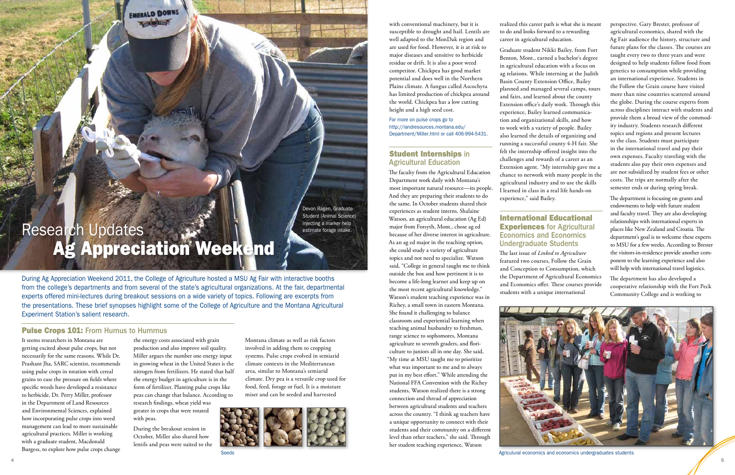# Research Updates
# Ag Appreciation Weekend

Devon Ragen, Graduate Student (Animal Science) injecting a marker help estimate forage intake.

During Ag Appreciation Weekend 2011, the College of Agriculture hosted a MSU Ag Fair with interactive booths from the college's departments and from several of the state's agricultural organizations. At the fair, departmental experts offered mini-lectures during breakout sessions on a wide variety of topics. Following are excerpts from the presentations. These brief synopses highlight some of the College of Agriculture and the Montana Agricultural Experiment Station's salient research.

## Pulse Crops 101: From Humus to Hummus

It seems researchers in Montana are getting excited about pulse crops, but not necessarily for the same reasons. While Dr. Prashant Jha, SARC scientist, recommends using pulse crops in rotation with cereal grains to ease the pressure on fields where specific weeds have developed a resistance to herbicide, Dr. Perry Miller, professor in the Department of Land Resources and Environmental Sciences, explained how incorporating pulse crops into weed management can lead to more sustainable agricultural practices. Miller is working with a graduate student, Macdonald Burgess, to explore how pulse crops change the energy costs associated with grain production and also improve soil quality. Miller argues the number one energy input in growing wheat in the United States is the nitrogen from fertilizers. He stated that half the energy budget in agriculture is in the form of fertilizer. Planting pulse crops like peas can change that balance. According to research findings, wheat yield was greater in crops that were rotated with peas.

During the breakout session in October, Miller also shared how lentils and peas were suited to the Montana climate as well as risk factors involved in adding them to cropping systems. Pulse crops evolved in semiarid climate contexts in the Mediterranean area, similar to Montana's semiarid climate. Dry pea is a versatile crop used for food, feed, forage or fuel. It is a moisture miser and can be seeded and harvested with conventional machinery, but it is susceptible to drought and hail. Lentils are well adapted to the MonDak region and are used for food. However, it is at risk to major diseases and sensitive to herbicide residue or drift. It is also a poor weed competitor. Chickpea has good market potential and does well in the Northern Plains climate. A fungus called Ascochyta has limited production of chickpea around the world. Chickpea has a low cutting height and a high seed cost.

Seeds

For more on pulse crops go to http://landresources.montana.edu/Department/Miller.html or call 406-994-5431.

## Student Internships in Agricultural Education

The faculty from the Agricultural Education Department work daily with Montana's most important natural resource—its people. And they are preparing their students to do the same. In October students shared their experiences as student interns. Shalaine Watson, an agricultural education (Ag Ed) major from Forsyth, Mont., chose ag ed because of her diverse interest in agriculture. As an ag ed major in the teaching option, she could study a variety of agriculture topics and not need to specialize. Watson said, "College in general taught me to think outside the box and how pertinent it is to become a life-long learner and keep up on the most recent agricultural knowledge." Watson's student teaching experience was in Richey, a small town in eastern Montana. She found it challenging to balance classroom and experiential learning when teaching animal husbandry to freshman, range science to sophomores, Montana agriculture to seventh graders, and floriculture to juniors all in one day. She said, "My time at MSU taught me to prioritize what was important to me and to always put in my best effort." While attending the National FFA Convention with the Richey students, Watson realized there is a strong connection and thread of appreciation between agricultural students and teachers across the country. "I think ag teachers have a unique opportunity to connect with their students and their community on a different level than other teachers," she said. Through her student teaching experience, Watson realized this career path is what she is meant to do and looks forward to a rewarding career in agricultural education.

Graduate student Nikki Bailey, from Fort Benton, Mont., earned a bachelor's degree in agricultural education with a focus on ag relations. While interning at the Judith Basin County Extension Office, Bailey planned and managed several camps, tours and fairs, and learned about the county Extension office's daily work. Through this experience, Bailey learned communication and organizational skills, and how to work with a variety of people. Bailey also learned the details of organizing and running a successful county 4-H fair. She felt the internship offered insight into the challenges and rewards of a career as an Extension agent. "My internship gave me a chance to network with many people in the agricultural industry and to use the skills I learned in class in a real life hands-on experience," said Bailey.

## International Educational Experiences for Agricultural Economics and Economics Undergraduate Students

The last issue of *Linked to Agriculture* featured two courses, Follow the Grain and Conception to Consumption, which the Department of Agricultural Economics and Economics offer. These courses provide students with a unique international perspective. Gary Brester, professor of agricultural economics, shared with the Ag Fair audience the history, structure and future plans for the classes. The courses are taught every two to three years and were designed to help students follow food from genetics to consumption while providing an international experience. Students in the Follow the Grain course have visited more than nine countries scattered around the globe. During the course experts from across disciplines interact with students and provide them a broad view of the commodity industry. Students research different topics and regions and present lectures to the class. Students must participate in the international travel and pay their own expenses. Faculty traveling with the students also pay their own expenses and are not subsidized by student fees or other costs. The trips are normally after the semester ends or during spring break.

The department is focusing on grants and endowments to help with future student and faculty travel. They are also developing relationships with international experts in places like New Zealand and Croatia. The department's goal is to welcome these experts to MSU for a few weeks. According to Brester the visitors-in-residence provide another component to the learning experience and also will help with international travel logistics.

The department has also developed a cooperative relationship with the Fort Peck Community College and is working to

Agricultural economics and economics undergraduates students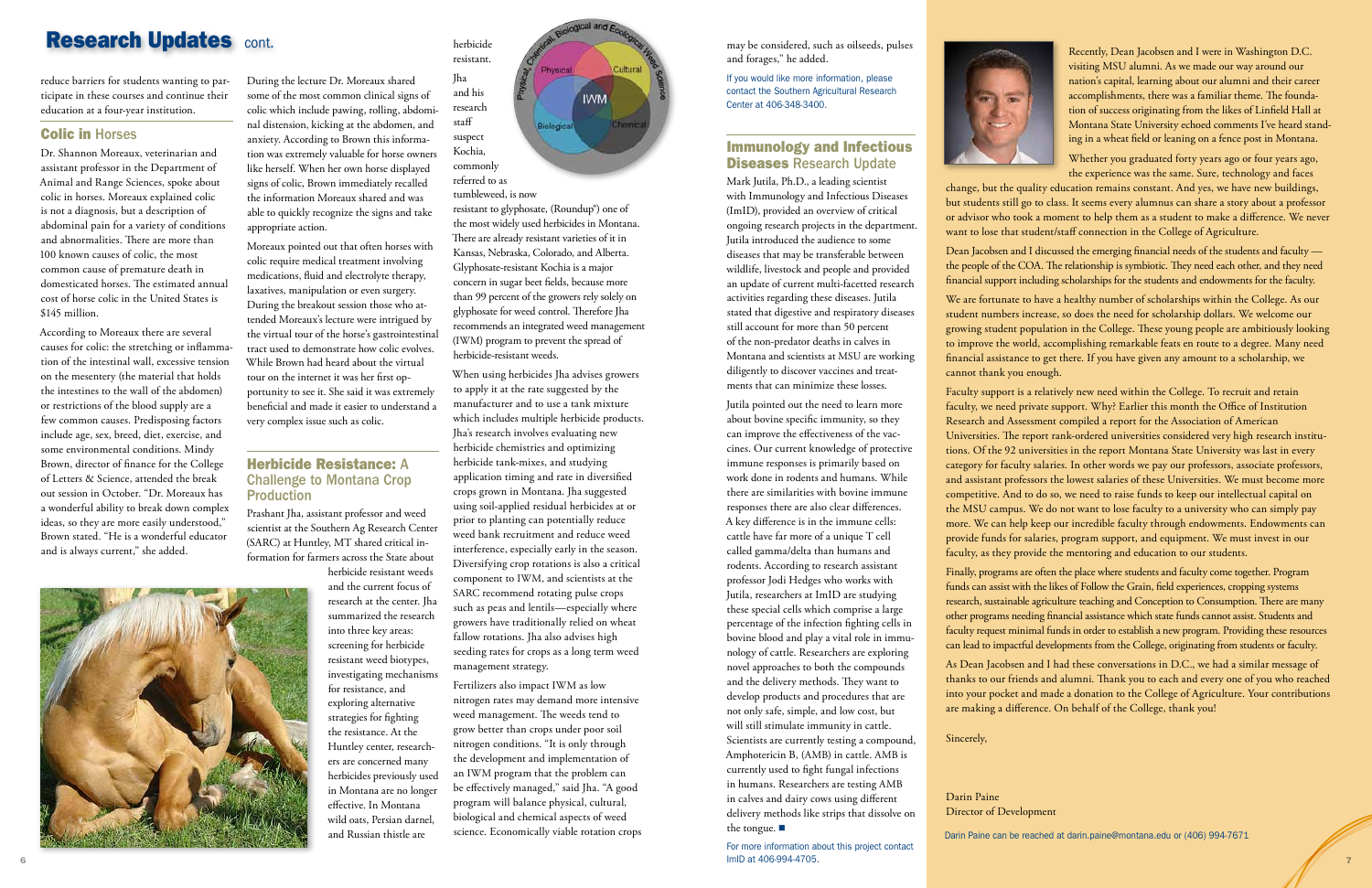# Research Updates cont.

reduce barriers for students wanting to participate in these courses and continue their education at a four-year institution.

## Colic in Horses

Dr. Shannon Moreaux, veterinarian and assistant professor in the Department of Animal and Range Sciences, spoke about colic in horses. Moreaux explained colic is not a diagnosis, but a description of abdominal pain for a variety of conditions and abnormalities. There are more than 100 known causes of colic, the most common cause of premature death in domesticated horses. The estimated annual cost of horse colic in the United States is $145 million.

According to Moreaux there are several causes for colic: the stretching or inflammation of the intestinal wall, excessive tension on the mesentery (the material that holds the intestines to the wall of the abdomen) or restrictions of the blood supply are a few common causes. Predisposing factors include age, sex, breed, diet, exercise, and some environmental conditions. Mindy Brown, director of finance for the College of Letters & Science, attended the break out session in October. "Dr. Moreaux has a wonderful ability to break down complex ideas, so they are more easily understood," Brown stated. "He is a wonderful educator and is always current," she added.

During the lecture Dr. Moreaux shared some of the most common clinical signs of colic which include pawing, rolling, abdominal distension, kicking at the abdomen, and anxiety. According to Brown this information was extremely valuable for horse owners like herself. When her own horse displayed signs of colic, Brown immediately recalled the information Moreaux shared and was able to quickly recognize the signs and take appropriate action.

Moreaux pointed out that often horses with colic require medical treatment involving medications, fluid and electrolyte therapy, laxatives, manipulation or even surgery. During the breakout session those who attended Moreaux's lecture were intrigued by the virtual tour of the horse's gastrointestinal tract used to demonstrate how colic evolves. While Brown had heard about the virtual tour on the internet it was her first opportunity to see it. She said it was extremely beneficial and made it easier to understand a very complex issue such as colic.

## Herbicide Resistance: A Challenge to Montana Crop Production

Prashant Jha, assistant professor and weed scientist at the Southern Ag Research Center (SARC) at Huntley, MT shared critical information for farmers across the State about herbicide resistant weeds and the current focus of research at the center. Jha summarized the research into three key areas: screening for herbicide resistant weed biotypes, investigating mechanisms for resistance, and exploring alternative strategies for fighting the resistance. At the Huntley center, researchers are concerned many herbicides previously used in Montana are no longer effective. In Montana wild oats, Persian darnel, and Russian thistle are herbicide resistant.

Jha and his research staff suspect Kochia, commonly referred to as tumbleweed, is now resistant to glyphosate, (Roundup®) one of the most widely used herbicides in Montana. There are already resistant varieties of it in Kansas, Nebraska, Colorado, and Alberta. Glyphosate-resistant Kochia is a major concern in sugar beet fields, because more than 99 percent of the growers rely solely on glyphosate for weed control. Therefore Jha recommends an integrated weed management (IWM) program to prevent the spread of herbicide-resistant weeds.

When using herbicides Jha advises growers to apply it at the rate suggested by the manufacturer and to use a tank mixture which includes multiple herbicide products. Jha's research involves evaluating new herbicide chemistries and optimizing herbicide tank-mixes, and studying application timing and rate in diversified crops grown in Montana. Jha suggested using soil-applied residual herbicides at or prior to planting can potentially reduce weed bank recruitment and reduce weed interference, especially early in the season. Diversifying crop rotations is also a critical component to IWM, and scientists at the SARC recommend rotating pulse crops such as peas and lentils—especially where growers have traditionally relied on wheat fallow rotations. Jha also advises high seeding rates for crops as a long term weed management strategy.

Fertilizers also impact IWM as low nitrogen rates may demand more intensive weed management. The weeds tend to grow better than crops under poor soil nitrogen conditions. "It is only through the development and implementation of an IWM program that the problem can be effectively managed," said Jha. "A good program will balance physical, cultural, biological and chemical aspects of weed science. Economically viable rotation crops may be considered, such as oilseeds, pulses and forages," he added.

If you would like more information, please contact the Southern Agricultural Research Center at 406-348-3400.

## Immunology and Infectious Diseases Research Update

Mark Jutila, Ph.D., a leading scientist with Immunology and Infectious Diseases (ImID), provided an overview of critical ongoing research projects in the department. Jutila introduced the audience to some diseases that may be transferable between wildlife, livestock and people and provided an update of current multi-faceted research activities regarding these diseases. Jutila stated that digestive and respiratory diseases still account for more than 50 percent of the non-predator deaths in calves in Montana and scientists at MSU are working diligently to discover vaccines and treatments that can minimize these losses.

Jutila pointed out the need to learn more about bovine specific immunity, so they can improve the effectiveness of the vaccines. Our current knowledge of protective immune responses is primarily based on work done in rodents and humans. While there are similarities with bovine immune responses there are also clear differences. A key difference is in the immune cells: cattle have far more of a unique T cell called gamma/delta than humans and rodents. According to research assistant professor Jodi Hedges who works with Jutila, researchers at ImID are studying these special cells which comprise a large percentage of the infection fighting cells in bovine blood and play a vital role in immunology of cattle. Researchers are exploring novel approaches to both the compounds and the delivery methods. They want to develop products and procedures that are not only safe, simple, and low cost, but will still stimulate immunity in cattle. Scientists are currently testing a compound, Amphotericin B, (AMB) in cattle. AMB is currently used to fight fungal infections in humans. Researchers are testing AMB in calves and dairy cows using different delivery methods like strips that dissolve on the tongue. ■

For more information about this project contact ImID at 406-994-4705.

---

Recently, Dean Jacobsen and I were in Washington D.C. visiting MSU alumni. As we made our way around our nation's capital, learning about our alumni and their career accomplishments, there was a familiar theme. The foundation of success originating from the likes of Linfield Hall at Montana State University echoed comments I've heard standing in a wheat field or leaning on a fence post in Montana.

Whether you graduated forty years ago or four years ago, the experience was the same. Sure, technology and faces change, but the quality education remains constant. And yes, we have new buildings, but students still go to class. It seems every alumnus can share a story about a professor or advisor who took a moment to help them as a student to make a difference. We never want to lose that student/staff connection in the College of Agriculture.

Dean Jacobsen and I discussed the emerging financial needs of the students and faculty — the people of the COA. The relationship is symbiotic. They need each other, and they need financial support including scholarships for the students and endowments for the faculty.

We are fortunate to have a healthy number of scholarships within the College. As our student numbers increase, so does the need for scholarship dollars. We welcome our growing student population in the College. These young people are ambitiously looking to improve the world, accomplishing remarkable feats en route to a degree. Many need financial assistance to get there. If you have given any amount to a scholarship, we cannot thank you enough.

Faculty support is a relatively new need within the College. To recruit and retain faculty, we need private support. Why? Earlier this month the Office of Institution Research and Assessment compiled a report for the Association of American Universities. The report rank-ordered universities considered very high research institutions. Of the 92 universities in the report Montana State University was last in every category for faculty salaries. In other words we pay our professors, associate professors, and assistant professors the lowest salaries of these Universities. We must become more competitive. And to do so, we need to raise funds to keep our intellectual capital on the MSU campus. We do not want to lose faculty to a university who can simply pay more. We can help keep our incredible faculty through endowments. Endowments can provide funds for salaries, program support, and equipment. We must invest in our faculty, as they provide the mentoring and education to our students.

Finally, programs are often the place where students and faculty come together. Program funds can assist with the likes of Follow the Grain, field experiences, cropping systems research, sustainable agriculture teaching and Conception to Consumption. There are many other programs needing financial assistance which state funds cannot assist. Students and faculty request minimal funds in order to establish a new program. Providing these resources can lead to impactful developments from the College, originating from students or faculty.

As Dean Jacobsen and I had these conversations in D.C., we had a similar message of thanks to our friends and alumni. Thank you to each and every one of you who reached into your pocket and made a donation to the College of Agriculture. Your contributions are making a difference. On behalf of the College, thank you!

Sincerely,

Darin Paine
Director of Development

Darin Paine can be reached at darin.paine@montana.edu or (406) 994-7671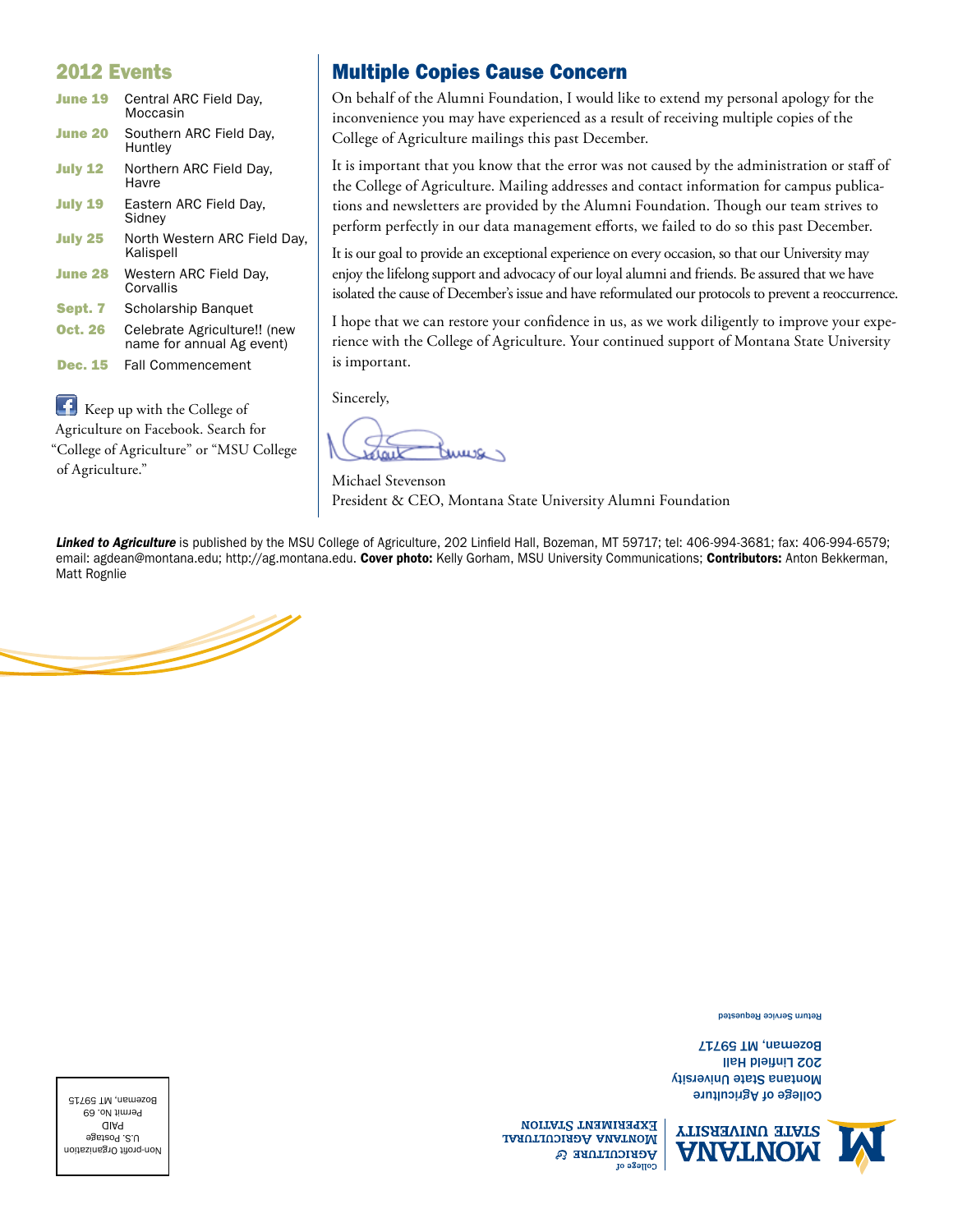## 2012 Events

| | |
|---|---|
| **June 19** | Central ARC Field Day, Moccasin |
| **June 20** | Southern ARC Field Day, Huntley |
| **July 12** | Northern ARC Field Day, Havre |
| **July 19** | Eastern ARC Field Day, Sidney |
| **July 25** | North Western ARC Field Day, Kalispell |
| **June 28** | Western ARC Field Day, Corvallis |
| **Sept. 7** | Scholarship Banquet |
| **Oct. 26** | Celebrate Agriculture!! (new name for annual Ag event) |
| **Dec. 15** | Fall Commencement |

Keep up with the College of Agriculture on Facebook. Search for "College of Agriculture" or "MSU College of Agriculture."

## Multiple Copies Cause Concern

On behalf of the Alumni Foundation, I would like to extend my personal apology for the inconvenience you may have experienced as a result of receiving multiple copies of the College of Agriculture mailings this past December.

It is important that you know that the error was not caused by the administration or staff of the College of Agriculture. Mailing addresses and contact information for campus publications and newsletters are provided by the Alumni Foundation. Though our team strives to perform perfectly in our data management efforts, we failed to do so this past December.

It is our goal to provide an exceptional experience on every occasion, so that our University may enjoy the lifelong support and advocacy of our loyal alumni and friends. Be assured that we have isolated the cause of December's issue and have reformulated our protocols to prevent a reoccurrence.

I hope that we can restore your confidence in us, as we work diligently to improve your experience with the College of Agriculture. Your continued support of Montana State University is important.

Sincerely,

Michael Stevenson
President & CEO, Montana State University Alumni Foundation

***Linked to Agriculture*** is published by the MSU College of Agriculture, 202 Linfield Hall, Bozeman, MT 59717; tel: 406-994-3681; fax: 406-994-6579; email: agdean@montana.edu; http://ag.montana.edu. **Cover photo:** Kelly Gorham, MSU University Communications; **Contributors:** Anton Bekkerman, Matt Rognlie

Non-profit Organization
U.S. Postage
PAID
Permit No. 69
Bozeman, MT 59715

MONTANA STATE UNIVERSITY
College of Agriculture & Montana Agricultural Experiment Station

College of Agriculture
Montana State University
202 Linfield Hall
Bozeman, MT 59717

Return Service Requested